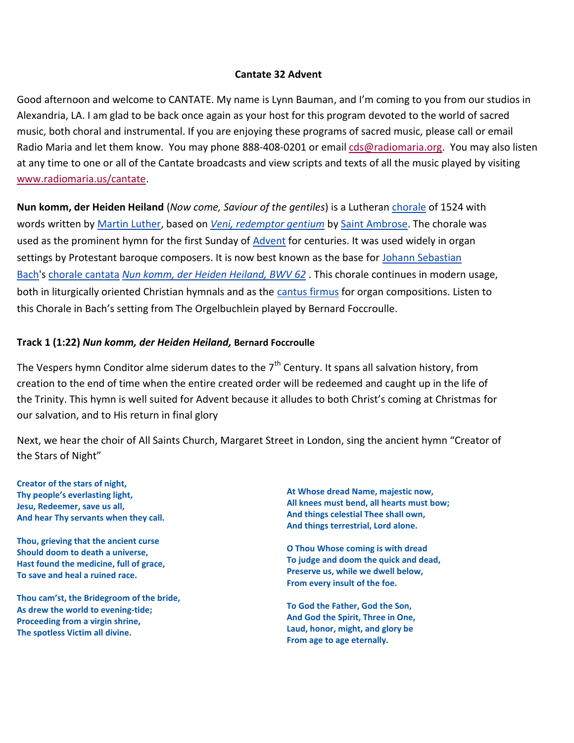# Cantate 32 Advent

Good afternoon and welcome to CANTATE. My name is Lynn Bauman, and I'm coming to you from our studios in Alexandria, LA. I am glad to be back once again as your host for this program devoted to the world of sacred music, both choral and instrumental. If you are enjoying these programs of sacred music, please call or email Radio Maria and let them know. You may phone 888-408-0201 or email cds@radiomaria.org. You may also listen at any time to one or all of the Cantate broadcasts and view scripts and texts of all the music played by visiting www.radiomaria.us/cantate.

**Nun komm, der Heiden Heiland** (*Now come, Saviour of the gentiles*) is a Lutheran chorale of 1524 with words written by Martin Luther, based on *Veni, redemptor gentium* by Saint Ambrose. The chorale was used as the prominent hymn for the first Sunday of Advent for centuries. It was used widely in organ settings by Protestant baroque composers. It is now best known as the base for Johann Sebastian Bach's chorale cantata *Nun komm, der Heiden Heiland, BWV 62* . This chorale continues in modern usage, both in liturgically oriented Christian hymnals and as the cantus firmus for organ compositions. Listen to this Chorale in Bach's setting from The Orgelbuchlein played by Bernard Foccroulle.

**Track 1 (1:22) *Nun komm, der Heiden Heiland,* Bernard Foccroulle**

The Vespers hymn Conditor alme siderum dates to the 7th Century. It spans all salvation history, from creation to the end of time when the entire created order will be redeemed and caught up in the life of the Trinity. This hymn is well suited for Advent because it alludes to both Christ's coming at Christmas for our salvation, and to His return in final glory

Next, we hear the choir of All Saints Church, Margaret Street in London, sing the ancient hymn "Creator of the Stars of Night"

**Creator of the stars of night,**
**Thy people's everlasting light,**
**Jesu, Redeemer, save us all,**
**And hear Thy servants when they call.**

**Thou, grieving that the ancient curse**
**Should doom to death a universe,**
**Hast found the medicine, full of grace,**
**To save and heal a ruined race.**

**Thou cam'st, the Bridegroom of the bride,**
**As drew the world to evening-tide;**
**Proceeding from a virgin shrine,**
**The spotless Victim all divine.**

**At Whose dread Name, majestic now,**
**All knees must bend, all hearts must bow;**
**And things celestial Thee shall own,**
**And things terrestrial, Lord alone.**

**O Thou Whose coming is with dread**
**To judge and doom the quick and dead,**
**Preserve us, while we dwell below,**
**From every insult of the foe.**

**To God the Father, God the Son,**
**And God the Spirit, Three in One,**
**Laud, honor, might, and glory be**
**From age to age eternally.**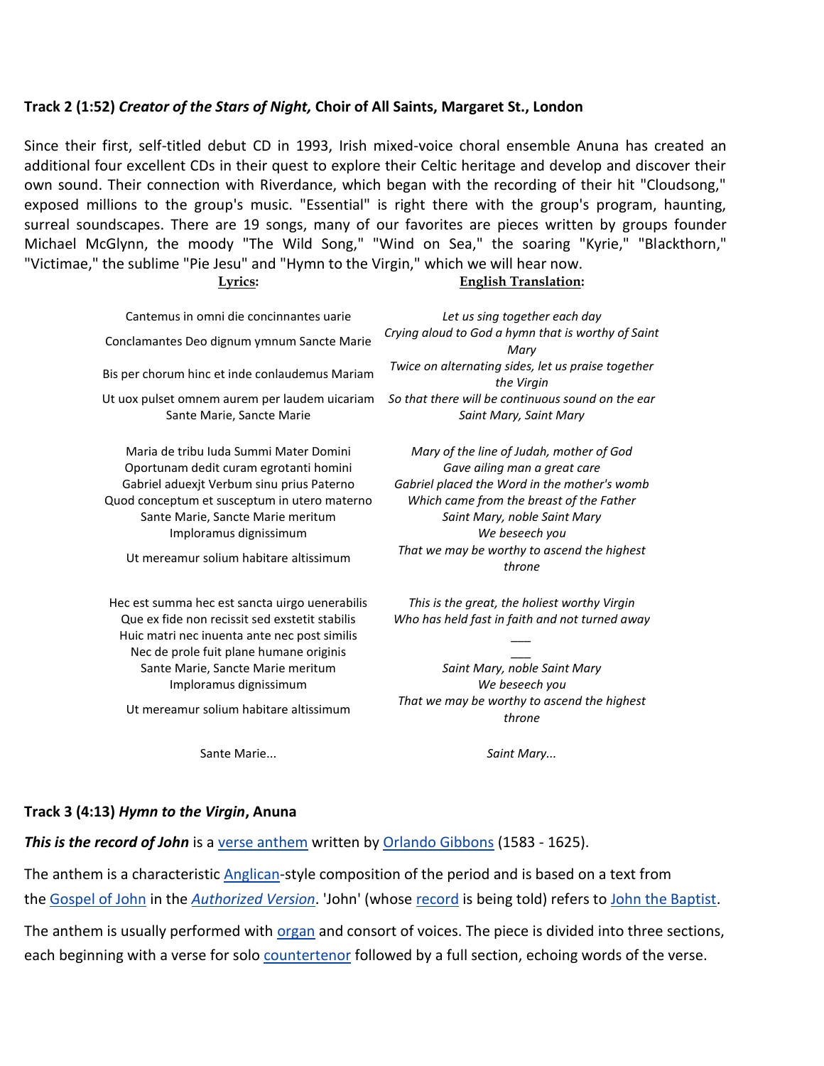**Track 2 (1:52)** ***Creator of the Stars of Night,*** **Choir of All Saints, Margaret St., London**

Since their first, self-titled debut CD in 1993, Irish mixed-voice choral ensemble Anuna has created an additional four excellent CDs in their quest to explore their Celtic heritage and develop and discover their own sound. Their connection with Riverdance, which began with the recording of their hit "Cloudsong," exposed millions to the group's music. "Essential" is right there with the group's program, haunting, surreal soundscapes. There are 19 songs, many of our favorites are pieces written by groups founder Michael McGlynn, the moody "The Wild Song," "Wind on Sea," the soaring "Kyrie," "Blackthorn," "Victimae," the sublime "Pie Jesu" and "Hymn to the Virgin," which we will hear now.

| **Lyrics**: | **English Translation**: |
|---|---|
| Cantemus in omni die concinnantes uarie | *Let us sing together each day* |
| Conclamantes Deo dignum ymnum Sancte Marie | *Crying aloud to God a hymn that is worthy of Saint Mary* |
| Bis per chorum hinc et inde conlaudemus Mariam | *Twice on alternating sides, let us praise together the Virgin* |
| Ut uox pulset omnem aurem per laudem uicariam | *So that there will be continuous sound on the ear* |
| Sante Marie, Sancte Marie | *Saint Mary, Saint Mary* |
| | |
| Maria de tribu Iuda Summi Mater Domini | *Mary of the line of Judah, mother of God* |
| Oportunam dedit curam egrotanti homini | *Gave ailing man a great care* |
| Gabriel aduexjt Verbum sinu prius Paterno | *Gabriel placed the Word in the mother's womb* |
| Quod conceptum et susceptum in utero materno | *Which came from the breast of the Father* |
| Sante Marie, Sancte Marie meritum | *Saint Mary, noble Saint Mary* |
| Imploramus dignissimum | *We beseech you* |
| Ut mereamur solium habitare altissimum | *That we may be worthy to ascend the highest throne* |
| | |
| Hec est summa hec est sancta uirgo uenerabilis | *This is the great, the holiest worthy Virgin* |
| Que ex fide non recissit sed exstetit stabilis | *Who has held fast in faith and not turned away* |
| Huic matri nec inuenta ante nec post similis | ___ |
| Nec de prole fuit plane humane originis | ___ |
| Sante Marie, Sancte Marie meritum | *Saint Mary, noble Saint Mary* |
| Imploramus dignissimum | *We beseech you* |
| Ut mereamur solium habitare altissimum | *That we may be worthy to ascend the highest throne* |
| | |
| Sante Marie... | *Saint Mary...* |

**Track 3 (4:13)** ***Hymn to the Virgin*****, Anuna**

***This is the record of John*** is a verse anthem written by Orlando Gibbons (1583 - 1625).

The anthem is a characteristic Anglican-style composition of the period and is based on a text from the Gospel of John in the *Authorized Version*. 'John' (whose record is being told) refers to John the Baptist.

The anthem is usually performed with organ and consort of voices. The piece is divided into three sections, each beginning with a verse for solo countertenor followed by a full section, echoing words of the verse.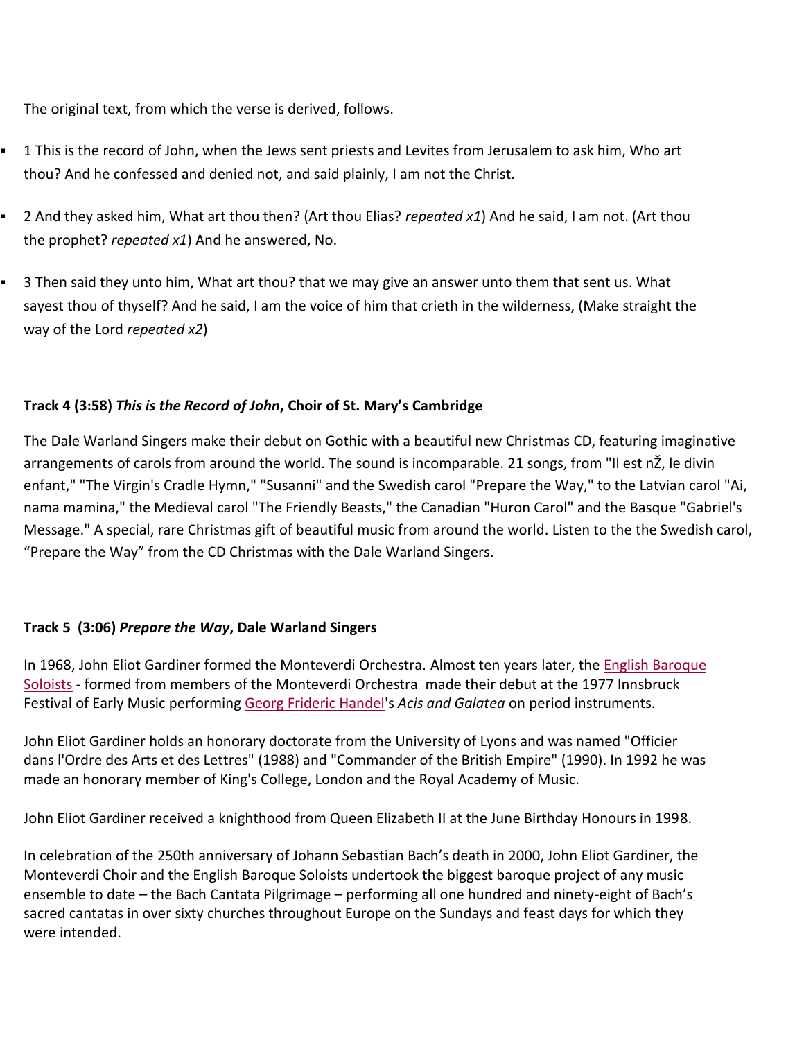The original text, from which the verse is derived, follows.

- 1 This is the record of John, when the Jews sent priests and Levites from Jerusalem to ask him, Who art thou? And he confessed and denied not, and said plainly, I am not the Christ.
- 2 And they asked him, What art thou then? (Art thou Elias? *repeated x1*) And he said, I am not. (Art thou the prophet? *repeated x1*) And he answered, No.
- 3 Then said they unto him, What art thou? that we may give an answer unto them that sent us. What sayest thou of thyself? And he said, I am the voice of him that crieth in the wilderness, (Make straight the way of the Lord *repeated x2*)

**Track 4 (3:58) *This is the Record of John*, Choir of St. Mary's Cambridge**

The Dale Warland Singers make their debut on Gothic with a beautiful new Christmas CD, featuring imaginative arrangements of carols from around the world. The sound is incomparable. 21 songs, from "Il est nŽ, le divin enfant," "The Virgin's Cradle Hymn," "Susanni" and the Swedish carol "Prepare the Way," to the Latvian carol "Ai, nama mamina," the Medieval carol "The Friendly Beasts," the Canadian "Huron Carol" and the Basque "Gabriel's Message." A special, rare Christmas gift of beautiful music from around the world. Listen to the the Swedish carol, "Prepare the Way" from the CD Christmas with the Dale Warland Singers.

**Track 5 (3:06) *Prepare the Way*, Dale Warland Singers**

In 1968, John Eliot Gardiner formed the Monteverdi Orchestra. Almost ten years later, the English Baroque Soloists - formed from members of the Monteverdi Orchestra made their debut at the 1977 Innsbruck Festival of Early Music performing Georg Frideric Handel's *Acis and Galatea* on period instruments.

John Eliot Gardiner holds an honorary doctorate from the University of Lyons and was named "Officier dans l'Ordre des Arts et des Lettres" (1988) and "Commander of the British Empire" (1990). In 1992 he was made an honorary member of King's College, London and the Royal Academy of Music.

John Eliot Gardiner received a knighthood from Queen Elizabeth II at the June Birthday Honours in 1998.

In celebration of the 250th anniversary of Johann Sebastian Bach's death in 2000, John Eliot Gardiner, the Monteverdi Choir and the English Baroque Soloists undertook the biggest baroque project of any music ensemble to date – the Bach Cantata Pilgrimage – performing all one hundred and ninety-eight of Bach's sacred cantatas in over sixty churches throughout Europe on the Sundays and feast days for which they were intended.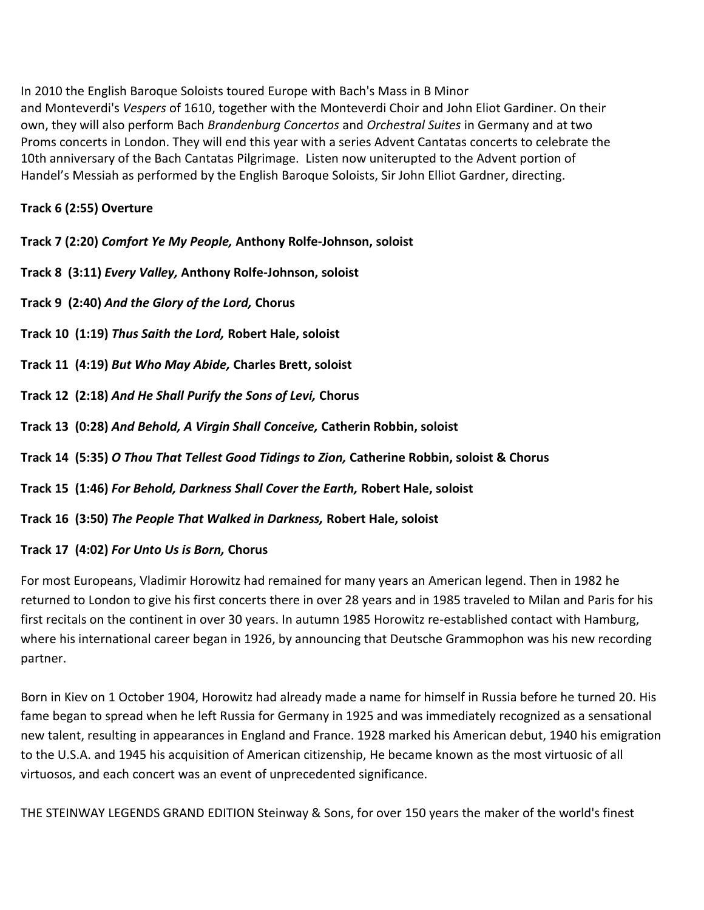In 2010 the English Baroque Soloists toured Europe with Bach's Mass in B Minor and Monteverdi's *Vespers* of 1610, together with the Monteverdi Choir and John Eliot Gardiner. On their own, they will also perform Bach *Brandenburg Concertos* and *Orchestral Suites* in Germany and at two Proms concerts in London. They will end this year with a series Advent Cantatas concerts to celebrate the 10th anniversary of the Bach Cantatas Pilgrimage. Listen now uniterupted to the Advent portion of Handel's Messiah as performed by the English Baroque Soloists, Sir John Elliot Gardner, directing.

**Track 6 (2:55) Overture**

**Track 7 (2:20)** ***Comfort Ye My People,*** **Anthony Rolfe-Johnson, soloist**

**Track 8 (3:11)** ***Every Valley,*** **Anthony Rolfe-Johnson, soloist**

**Track 9 (2:40)** ***And the Glory of the Lord,*** **Chorus**

**Track 10 (1:19)** ***Thus Saith the Lord,*** **Robert Hale, soloist**

**Track 11 (4:19)** ***But Who May Abide,*** **Charles Brett, soloist**

**Track 12 (2:18)** ***And He Shall Purify the Sons of Levi,*** **Chorus**

**Track 13 (0:28)** ***And Behold, A Virgin Shall Conceive,*** **Catherin Robbin, soloist**

**Track 14 (5:35)** ***O Thou That Tellest Good Tidings to Zion,*** **Catherine Robbin, soloist & Chorus**

**Track 15 (1:46)** ***For Behold, Darkness Shall Cover the Earth,*** **Robert Hale, soloist**

**Track 16 (3:50)** ***The People That Walked in Darkness,*** **Robert Hale, soloist**

**Track 17 (4:02)** ***For Unto Us is Born,*** **Chorus**

For most Europeans, Vladimir Horowitz had remained for many years an American legend. Then in 1982 he returned to London to give his first concerts there in over 28 years and in 1985 traveled to Milan and Paris for his first recitals on the continent in over 30 years. In autumn 1985 Horowitz re-established contact with Hamburg, where his international career began in 1926, by announcing that Deutsche Grammophon was his new recording partner.

Born in Kiev on 1 October 1904, Horowitz had already made a name for himself in Russia before he turned 20. His fame began to spread when he left Russia for Germany in 1925 and was immediately recognized as a sensational new talent, resulting in appearances in England and France. 1928 marked his American debut, 1940 his emigration to the U.S.A. and 1945 his acquisition of American citizenship, He became known as the most virtuosic of all virtuosos, and each concert was an event of unprecedented significance.

THE STEINWAY LEGENDS GRAND EDITION Steinway & Sons, for over 150 years the maker of the world's finest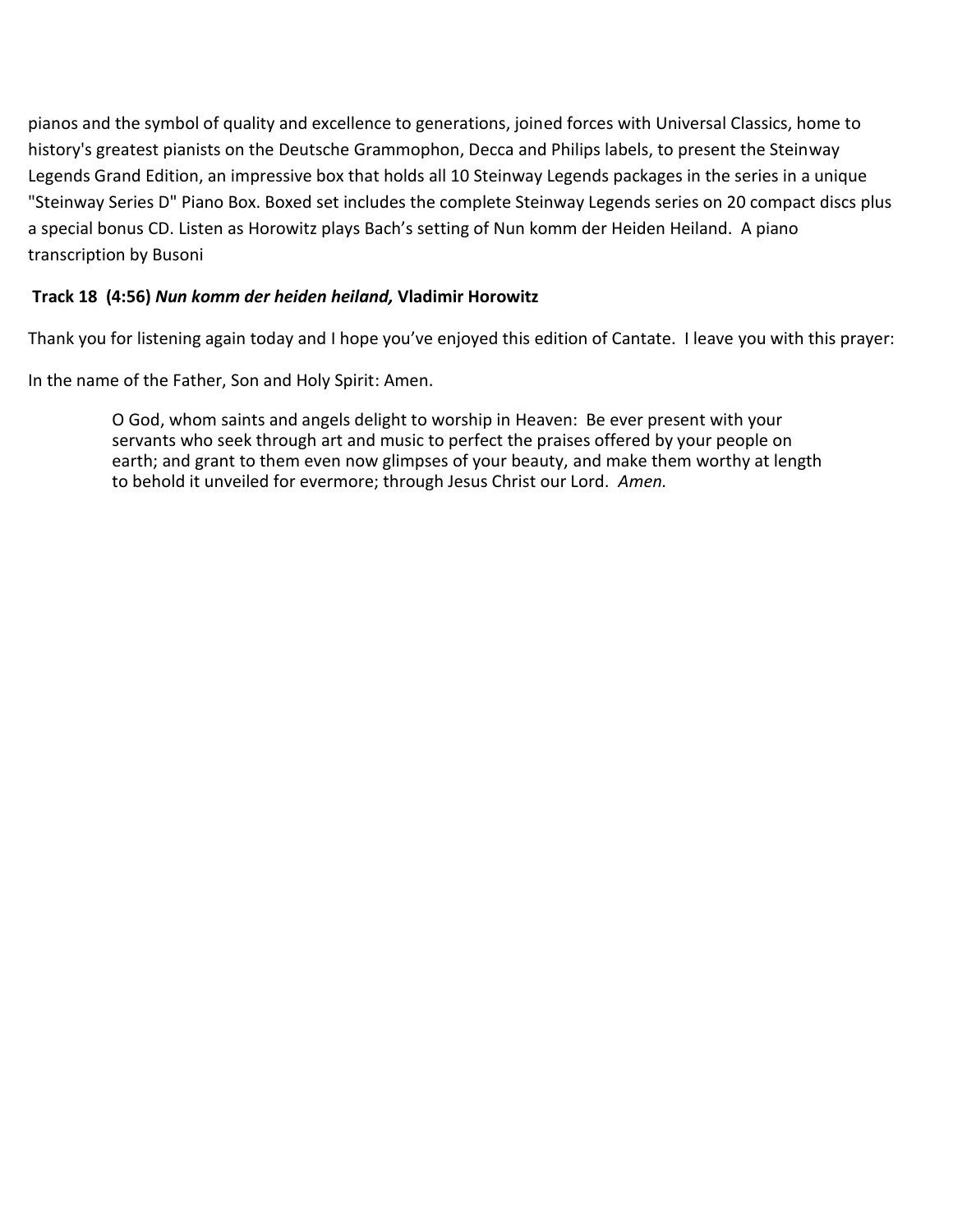pianos and the symbol of quality and excellence to generations, joined forces with Universal Classics, home to history's greatest pianists on the Deutsche Grammophon, Decca and Philips labels, to present the Steinway Legends Grand Edition, an impressive box that holds all 10 Steinway Legends packages in the series in a unique "Steinway Series D" Piano Box. Boxed set includes the complete Steinway Legends series on 20 compact discs plus a special bonus CD. Listen as Horowitz plays Bach's setting of Nun komm der Heiden Heiland. A piano transcription by Busoni

**Track 18 (4:56)** ***Nun komm der heiden heiland,*** **Vladimir Horowitz**

Thank you for listening again today and I hope you've enjoyed this edition of Cantate. I leave you with this prayer:

In the name of the Father, Son and Holy Spirit: Amen.

> O God, whom saints and angels delight to worship in Heaven: Be ever present with your servants who seek through art and music to perfect the praises offered by your people on earth; and grant to them even now glimpses of your beauty, and make them worthy at length to behold it unveiled for evermore; through Jesus Christ our Lord. *Amen.*